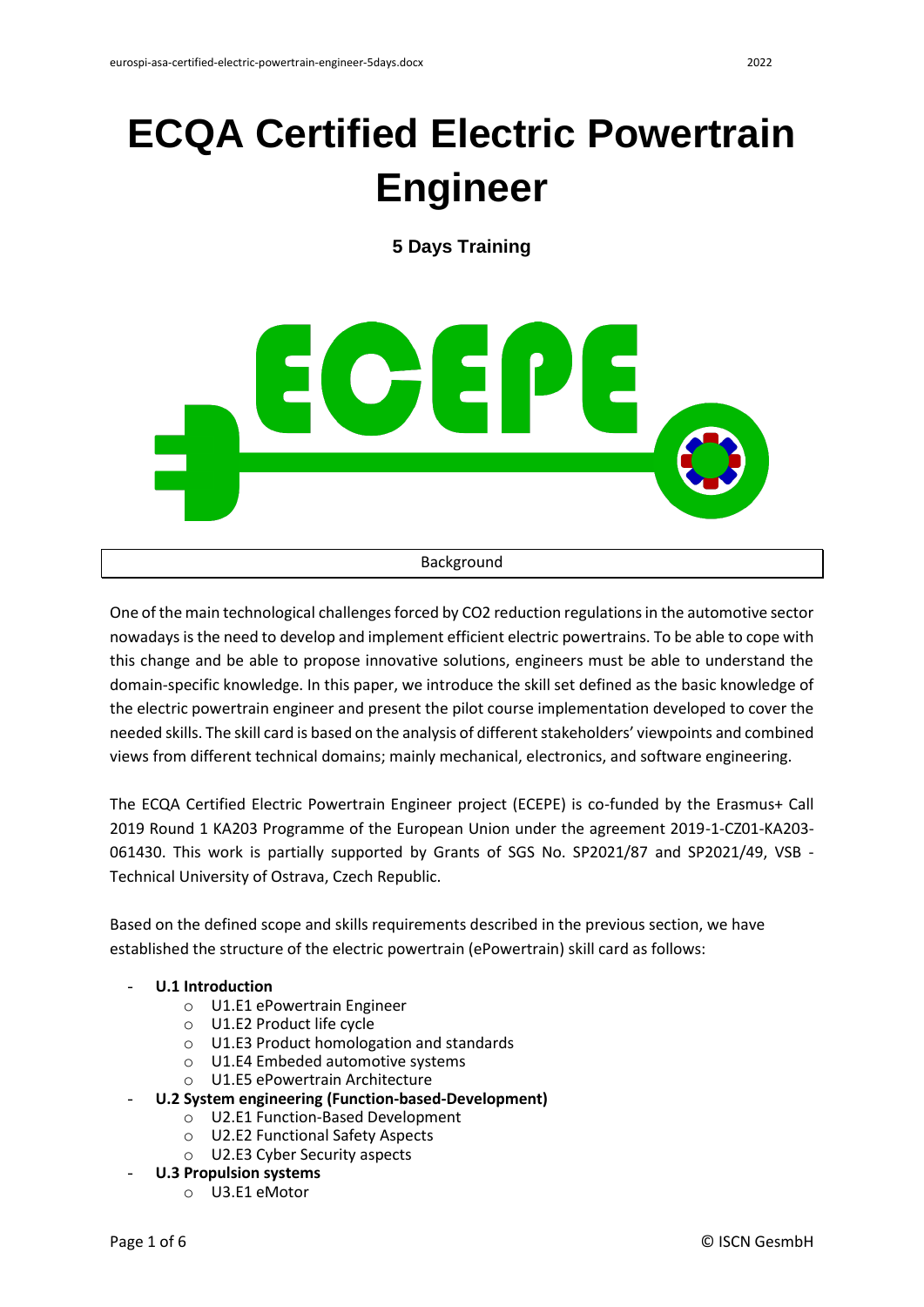# ECQA Certified Electric Powertrain Engineer

**5 Days Training**

## Background

One of the main technological challenges forced by CO2 reduction regulations in the automotive sector nowadays is the need to develop and implement efficient electric powertrains. To be able to cope with this change and be able to propose innovative solutions, engineers must be able to understand the domain-specific knowledge. In this paper, we introduce the skill set defined as the basic knowledge of the electric powertrain engineer and present the pilot course implementation developed to cover the needed skills. The skill card is based on the analysis of different stakeholders' viewpoints and combined views from different technical domains; mainly mechanical, electronics, and software engineering.

The ECQA Certified Electric Powertrain Engineer project (ECEPE) is co-funded by the Erasmus+ Call 2019 Round 1 KA203 Programme of the European Union under the agreement 2019-1-CZ01-KA203-061430. This work is partially supported by Grants of SGS No. SP2021/87 and SP2021/49, VSB - Technical University of Ostrava, Czech Republic.

Based on the defined scope and skills requirements described in the previous section, we have established the structure of the electric powertrain (ePowertrain) skill card as follows:

- **U.1 Introduction**
  - U1.E1 ePowertrain Engineer
  - U1.E2 Product life cycle
  - U1.E3 Product homologation and standards
  - U1.E4 Embeded automotive systems
  - U1.E5 ePowertrain Architecture
- **U.2 System engineering (Function-based-Development)**
  - U2.E1 Function-Based Development
  - U2.E2 Functional Safety Aspects
  - U2.E3 Cyber Security aspects
- **U.3 Propulsion systems**
  - U3.E1 eMotor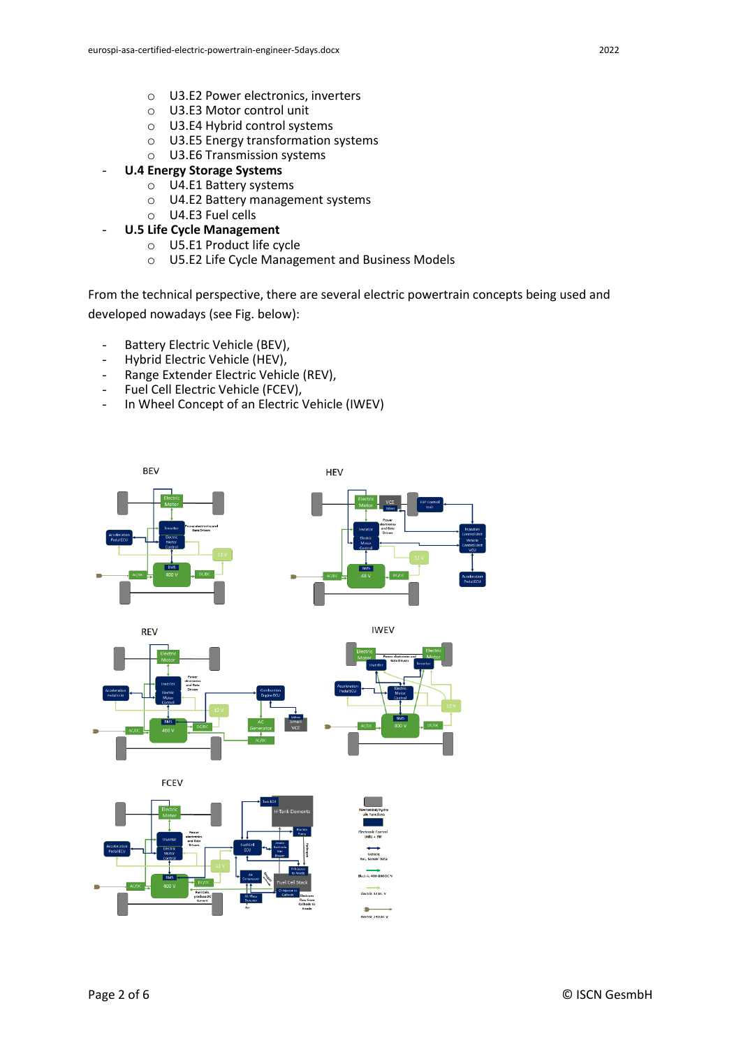- U3.E2 Power electronics, inverters
  - U3.E3 Motor control unit
  - U3.E4 Hybrid control systems
  - U3.E5 Energy transformation systems
  - U3.E6 Transmission systems
- **U.4 Energy Storage Systems**
  - U4.E1 Battery systems
  - U4.E2 Battery management systems
  - U4.E3 Fuel cells
- **U.5 Life Cycle Management**
  - U5.E1 Product life cycle
  - U5.E2 Life Cycle Management and Business Models

From the technical perspective, there are several electric powertrain concepts being used and developed nowadays (see Fig. below):

- Battery Electric Vehicle (BEV),
- Hybrid Electric Vehicle (HEV),
- Range Extender Electric Vehicle (REV),
- Fuel Cell Electric Vehicle (FCEV),
- In Wheel Concept of an Electric Vehicle (IWEV)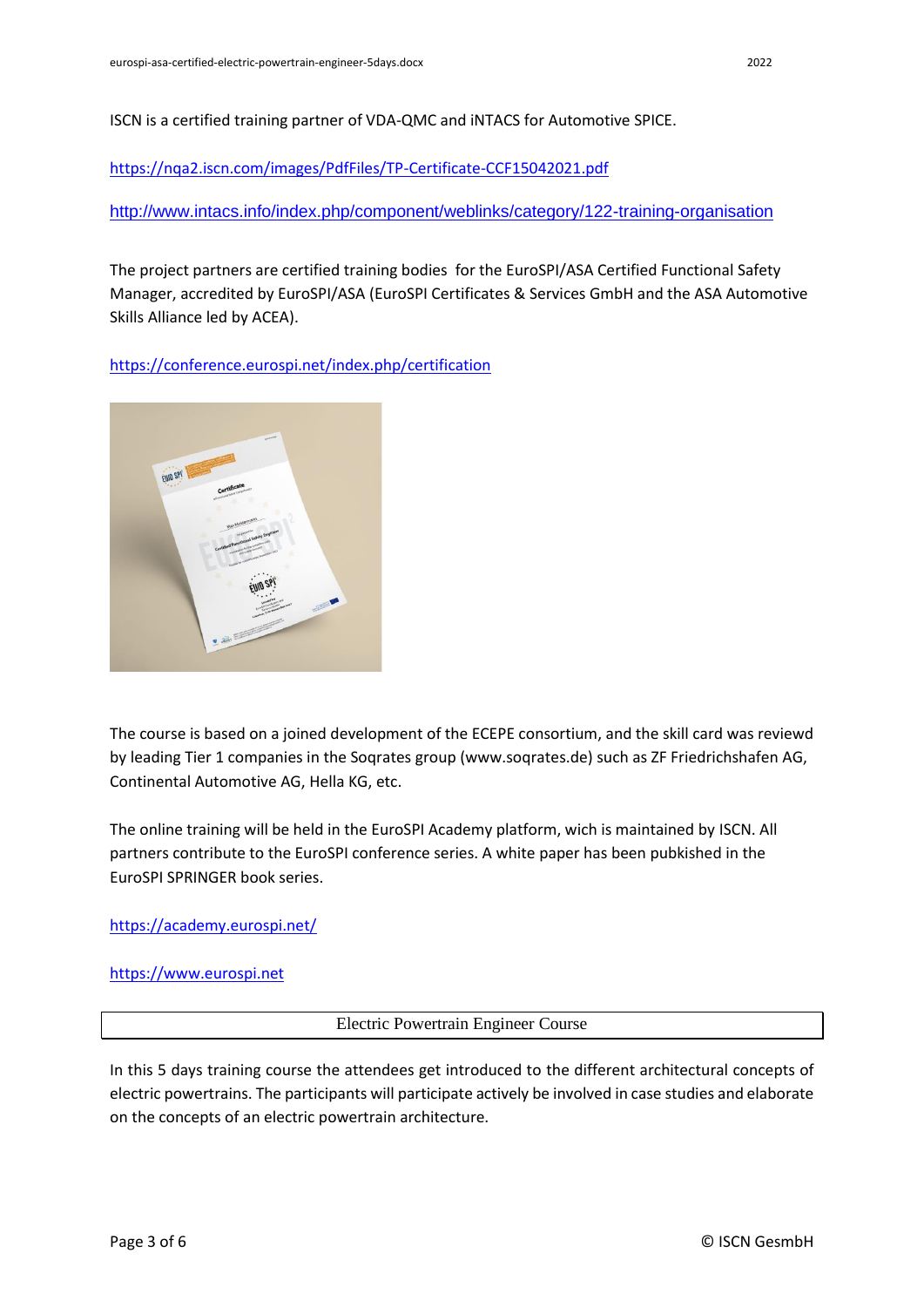ISCN is a certified training partner of VDA-QMC and iNTACS for Automotive SPICE.

https://nqa2.iscn.com/images/PdfFiles/TP-Certificate-CCF15042021.pdf

http://www.intacs.info/index.php/component/weblinks/category/122-training-organisation

The project partners are certified training bodies for the EuroSPI/ASA Certified Functional Safety Manager, accredited by EuroSPI/ASA (EuroSPI Certificates & Services GmbH and the ASA Automotive Skills Alliance led by ACEA).

https://conference.eurospi.net/index.php/certification

The course is based on a joined development of the ECEPE consortium, and the skill card was reviewd by leading Tier 1 companies in the Soqrates group (www.soqrates.de) such as ZF Friedrichshafen AG, Continental Automotive AG, Hella KG, etc.

The online training will be held in the EuroSPI Academy platform, wich is maintained by ISCN. All partners contribute to the EuroSPI conference series. A white paper has been pubkished in the EuroSPI SPRINGER book series.

https://academy.eurospi.net/

https://www.eurospi.net

## Electric Powertrain Engineer Course

In this 5 days training course the attendees get introduced to the different architectural concepts of electric powertrains. The participants will participate actively be involved in case studies and elaborate on the concepts of an electric powertrain architecture.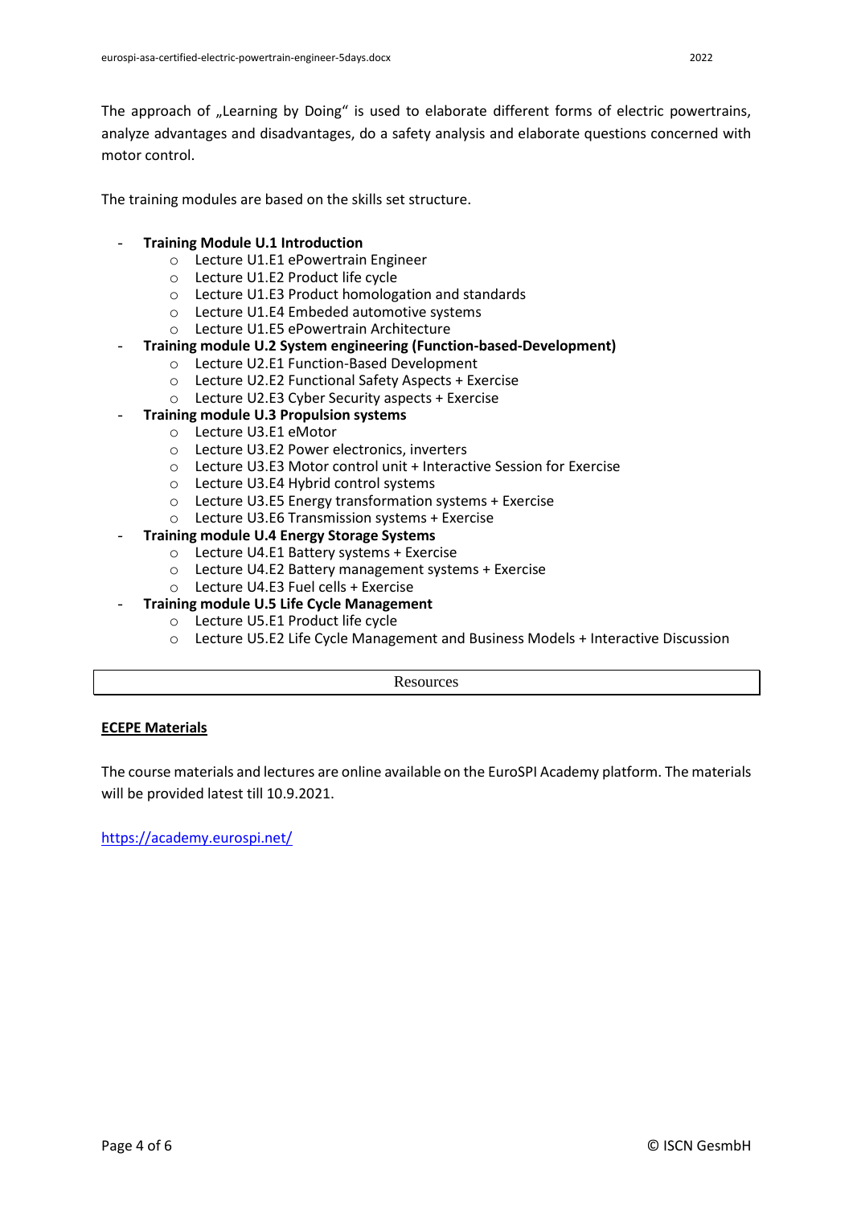The approach of „Learning by Doing" is used to elaborate different forms of electric powertrains, analyze advantages and disadvantages, do a safety analysis and elaborate questions concerned with motor control.

The training modules are based on the skills set structure.

- **Training Module U.1 Introduction**
  - Lecture U1.E1 ePowertrain Engineer
  - Lecture U1.E2 Product life cycle
  - Lecture U1.E3 Product homologation and standards
  - Lecture U1.E4 Embeded automotive systems
  - Lecture U1.E5 ePowertrain Architecture
- **Training module U.2 System engineering (Function-based-Development)**
  - Lecture U2.E1 Function-Based Development
  - Lecture U2.E2 Functional Safety Aspects + Exercise
  - Lecture U2.E3 Cyber Security aspects + Exercise
- **Training module U.3 Propulsion systems**
  - Lecture U3.E1 eMotor
  - Lecture U3.E2 Power electronics, inverters
  - Lecture U3.E3 Motor control unit + Interactive Session for Exercise
  - Lecture U3.E4 Hybrid control systems
  - Lecture U3.E5 Energy transformation systems + Exercise
  - Lecture U3.E6 Transmission systems + Exercise
- **Training module U.4 Energy Storage Systems**
  - Lecture U4.E1 Battery systems + Exercise
  - Lecture U4.E2 Battery management systems + Exercise
  - Lecture U4.E3 Fuel cells + Exercise
- **Training module U.5 Life Cycle Management**
  - Lecture U5.E1 Product life cycle
  - Lecture U5.E2 Life Cycle Management and Business Models + Interactive Discussion

## Resources

**ECEPE Materials**

The course materials and lectures are online available on the EuroSPI Academy platform. The materials will be provided latest till 10.9.2021.

https://academy.eurospi.net/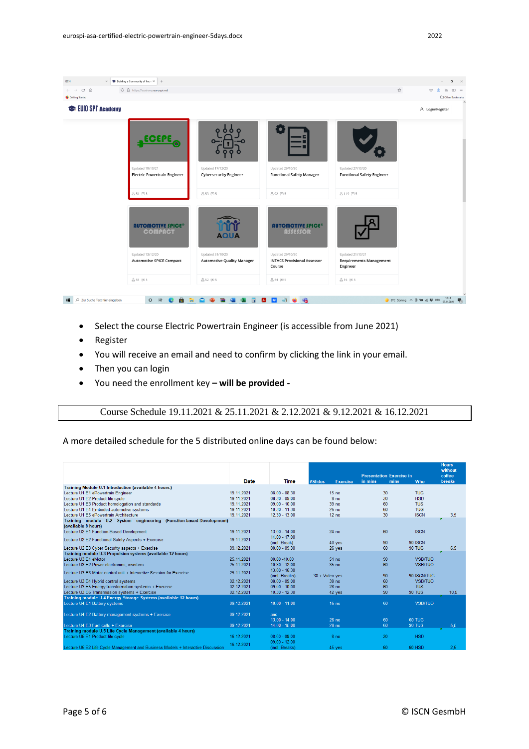- Select the course Electric Powertrain Engineer (is accessible from June 2021)
- Register
- You will receive an email and need to confirm by clicking the link in your email.
- Then you can login
- You need the enrollment key **– will be provided -**

Course Schedule 19.11.2021 & 25.11.2021 & 2.12.2021 & 9.12.2021 & 16.12.2021

A more detailed schedule for the 5 distributed online days can be found below:

| | Date | Time | #Slides | Exercise | Presentation in mins | Exercise in mins | Who | Hours without coffee breaks |
|---|---|---|---|---|---|---|---|---|
| **Training Module U.1 Introduction (available 4 hours.)** | | | | | | | | |
| Lecture U1.E1 ePowertrain Engineer | 19.11.2021 | 08.00 - 08.30 | 15 | no | 30 | | TUG | |
| Lecture U1.E2 Product life cycle | 19.11.2021 | 08.30 - 09.00 | 8 | no | 30 | | HSD | |
| Lecture U1.E3 Product homologation and standards | 19.11.2021 | 09.00 - 10.00 | 39 | no | 60 | | TUS | |
| Lecture U1.E4 Embeded automotive systems | 19.11.2021 | 10.30 - 11.30 | 26 | no | 60 | | TUG | |
| Lecture U1.E5 ePowertrain Architecture | 19.11.2021 | 12.30 - 13.00 | 12 | no | 30 | | ISCN | 3,5 |
| **Training module U.2 System engineering (Function-based-Development) (available 8 hours)** | | | | | | | | |
| Lecture U2.E1 Function-Based Development | 19.11.2021 | 13.00 - 14.00 | 24 | no | 60 | | ISCN | |
| Lecture U2.E2 Functional Safety Aspects + Exercise | 19.11.2021 | 14.00 - 17.00 (incl. Break) | 40 | yes | 90 | 90 | ISCN | |
| Lecture U2.E3 Cyber Security aspects + Exercise | 09.12.2021 | 08.00 - 09.30 | 26 | yes | 60 | 90 | TUG | 6,5 |
| **Training module U.3 Propulsion systems (available 12 hours)** | | | | | | | | |
| Lecture U3.E1 eMotor | 25.11.2021 | 08.00 -10.00 | 51 | no | 90 | | VSB/TUO | |
| Lecture U3.E2 Power electronics, inverters | 25.11.2021 | 10.30 - 12.00 | 35 | no | 60 | | VSB/TUO | |
| Lecture U3.E3 Motor control unit + Interactive Session for Exercise | 25.11.2021 | 13.00 - 16.30 (incl. Breaks) | 38 + Video | yes | 90 | 90 | ISCN/TUG | |
| Lecture U3.E4 Hybrid control systems | 02.12.2021 | 08.00 - 09.00 | 39 | no | 60 | | VSB/TUO | |
| Lecture U3.E5 Energy transformation systems + Exercise | 02.12.2021 | 09.00 - 10.00 | 28 | no | 60 | | TUS | |
| Lecture U3.E6 Transmission systems + Exercise | 02.12.2021 | 10.30 - 12.30 | 42 | yes | 90 | 90 | TUS | 10,5 |
| **Training module U.4 Energy Storage Systems (available 12 hours)** | | | | | | | | |
| Lecture U4.E1 Battery systems | 09.12.2021 | 10.00 - 11.00 | 16 | no | 60 | | VSB/TUO | |
| Lecture U4.E2 Battery management systems + Exercise | 09.12.2021 | and 13.00 - 14.00 | 26 | no | 60 | 60 | TUG | |
| Lecture U4.E3 Fuel cells + Exercise | 09.12.2021 | 14.00 - 16.00 | 28 | no | 60 | 90 | TUS | 5,5 |
| **Training module U.5 Life Cycle Management (available 4 hours)** | | | | | | | | |
| Lecture U5.E1 Product life cycle | 16.12.2021 | 08.00 - 09.00 | 8 | no | 30 | | HSD | |
| Lecture U5.E2 Life Cycle Management and Business Models + Interactive Discussion | 16.12.2021 | 09.00 - 12.00 (incl. Breaks) | 45 | yes | 60 | 60 | HSD | 2,5 |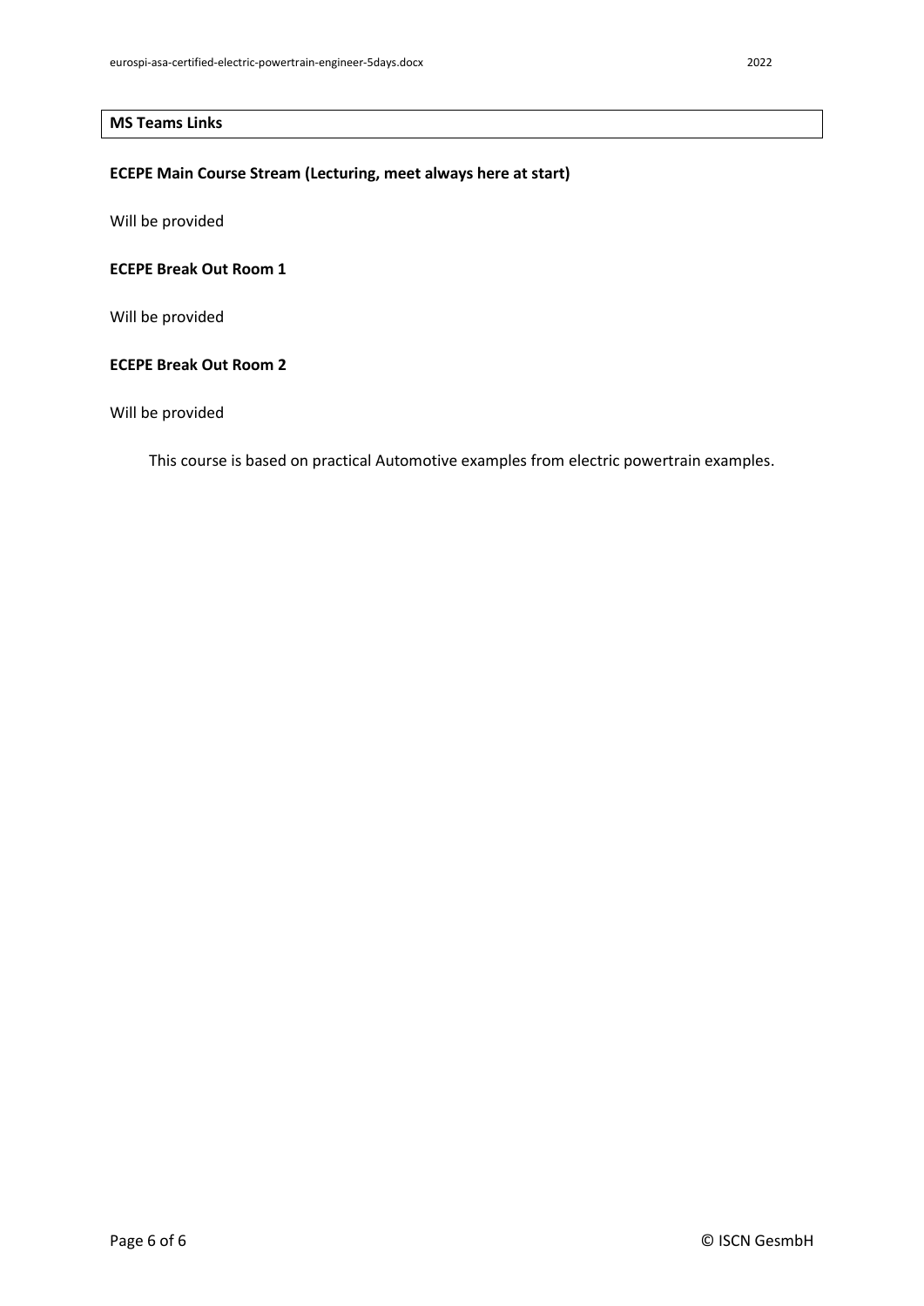**MS Teams Links**

**ECEPE Main Course Stream (Lecturing, meet always here at start)**

Will be provided

**ECEPE Break Out Room 1**

Will be provided

**ECEPE Break Out Room 2**

Will be provided

This course is based on practical Automotive examples from electric powertrain examples.